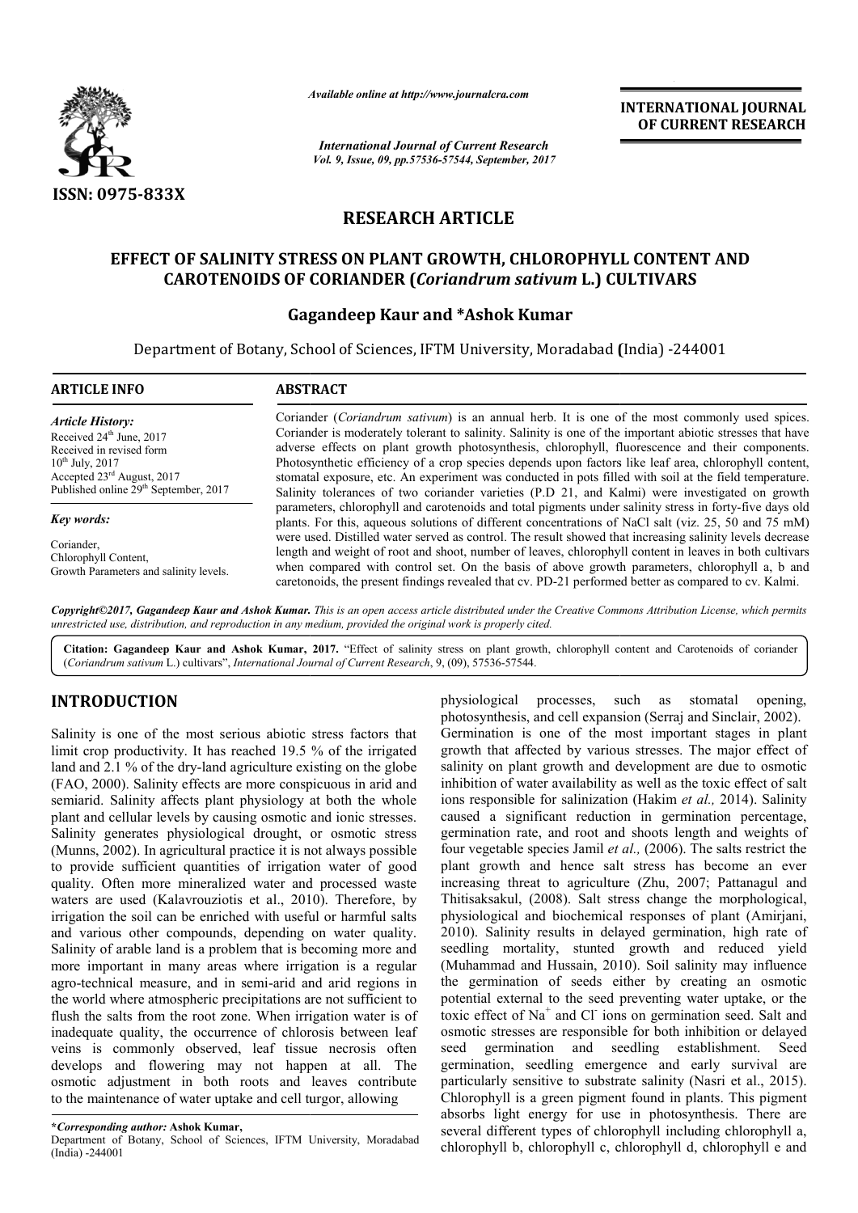*Available online at http://www.journalcra.com*

*International Journal of Current Research*
*Vol. 9, Issue, 09, pp.57536-57544, September, 2017*

**INTERNATIONAL JOURNAL OF CURRENT RESEARCH**

ISSN: 0975-833X

# RESEARCH ARTICLE

# EFFECT OF SALINITY STRESS ON PLANT GROWTH, CHLOROPHYLL CONTENT AND CAROTENOIDS OF CORIANDER (*Coriandrum sativum* L.) CULTIVARS

**Gagandeep Kaur and \*Ashok Kumar**

Department of Botany, School of Sciences, IFTM University, Moradabad (India) -244001

## ARTICLE INFO

*Article History:*
Received 24th June, 2017
Received in revised form
10th July, 2017
Accepted 23rd August, 2017
Published online 29th September, 2017

*Key words:*
Coriander,
Chlorophyll Content,
Growth Parameters and salinity levels.

## ABSTRACT

Coriander (*Coriandrum sativum*) is an annual herb. It is one of the most commonly used spices. Coriander is moderately tolerant to salinity. Salinity is one of the important abiotic stresses that have adverse effects on plant growth photosynthesis, chlorophyll, fluorescence and their components. Photosynthetic efficiency of a crop species depends upon factors like leaf area, chlorophyll content, stomatal exposure, etc. An experiment was conducted in pots filled with soil at the field temperature. Salinity tolerances of two coriander varieties (P.D 21, and Kalmi) were investigated on growth parameters, chlorophyll and carotenoids and total pigments under salinity stress in forty-five days old plants. For this, aqueous solutions of different concentrations of NaCl salt (viz. 25, 50 and 75 mM) were used. Distilled water served as control. The result showed that increasing salinity levels decrease length and weight of root and shoot, number of leaves, chlorophyll content in leaves in both cultivars when compared with control set. On the basis of above growth parameters, chlorophyll a, b and caretonoids, the present findings revealed that cv. PD-21 performed better as compared to cv. Kalmi.

*Copyright©2017, Gagandeep Kaur and Ashok Kumar. This is an open access article distributed under the Creative Commons Attribution License, which permits unrestricted use, distribution, and reproduction in any medium, provided the original work is properly cited.*

**Citation: Gagandeep Kaur and Ashok Kumar, 2017.** "Effect of salinity stress on plant growth, chlorophyll content and Carotenoids of coriander (*Coriandrum sativum* L.) cultivars", *International Journal of Current Research*, 9, (09), 57536-57544.

## INTRODUCTION

Salinity is one of the most serious abiotic stress factors that limit crop productivity. It has reached 19.5 % of the irrigated land and 2.1 % of the dry-land agriculture existing on the globe (FAO, 2000). Salinity effects are more conspicuous in arid and semiarid. Salinity affects plant physiology at both the whole plant and cellular levels by causing osmotic and ionic stresses. Salinity generates physiological drought, or osmotic stress (Munns, 2002). In agricultural practice it is not always possible to provide sufficient quantities of irrigation water of good quality. Often more mineralized water and processed waste waters are used (Kalavrouziotis et al., 2010). Therefore, by irrigation the soil can be enriched with useful or harmful salts and various other compounds, depending on water quality. Salinity of arable land is a problem that is becoming more and more important in many areas where irrigation is a regular agro-technical measure, and in semi-arid and arid regions in the world where atmospheric precipitations are not sufficient to flush the salts from the root zone. When irrigation water is of inadequate quality, the occurrence of chlorosis between leaf veins is commonly observed, leaf tissue necrosis often develops and flowering may not happen at all. The osmotic adjustment in both roots and leaves contribute to the maintenance of water uptake and cell turgor, allowing physiological processes, such as stomatal opening, photosynthesis, and cell expansion (Serraj and Sinclair, 2002). Germination is one of the most important stages in plant growth that affected by various stresses. The major effect of salinity on plant growth and development are due to osmotic inhibition of water availability as well as the toxic effect of salt ions responsible for salinization (Hakim *et al.,* 2014). Salinity caused a significant reduction in germination percentage, germination rate, and root and shoots length and weights of four vegetable species Jamil *et al.,* (2006). The salts restrict the plant growth and hence salt stress has become an ever increasing threat to agriculture (Zhu, 2007; Pattanagul and Thitisaksakul, (2008). Salt stress change the morphological, physiological and biochemical responses of plant (Amirjani, 2010). Salinity results in delayed germination, high rate of seedling mortality, stunted growth and reduced yield (Muhammad and Hussain, 2010). Soil salinity may influence the germination of seeds either by creating an osmotic potential external to the seed preventing water uptake, or the toxic effect of $Na^+$ and $Cl^-$ ions on germination seed. Salt and osmotic stresses are responsible for both inhibition or delayed seed germination and seedling establishment. Seed germination, seedling emergence and early survival are particularly sensitive to substrate salinity (Nasri et al., 2015). Chlorophyll is a green pigment found in plants. This pigment absorbs light energy for use in photosynthesis. There are several different types of chlorophyll including chlorophyll a, chlorophyll b, chlorophyll c, chlorophyll d, chlorophyll e and

**\*Corresponding author: Ashok Kumar,**
Department of Botany, School of Sciences, IFTM University, Moradabad (India) -244001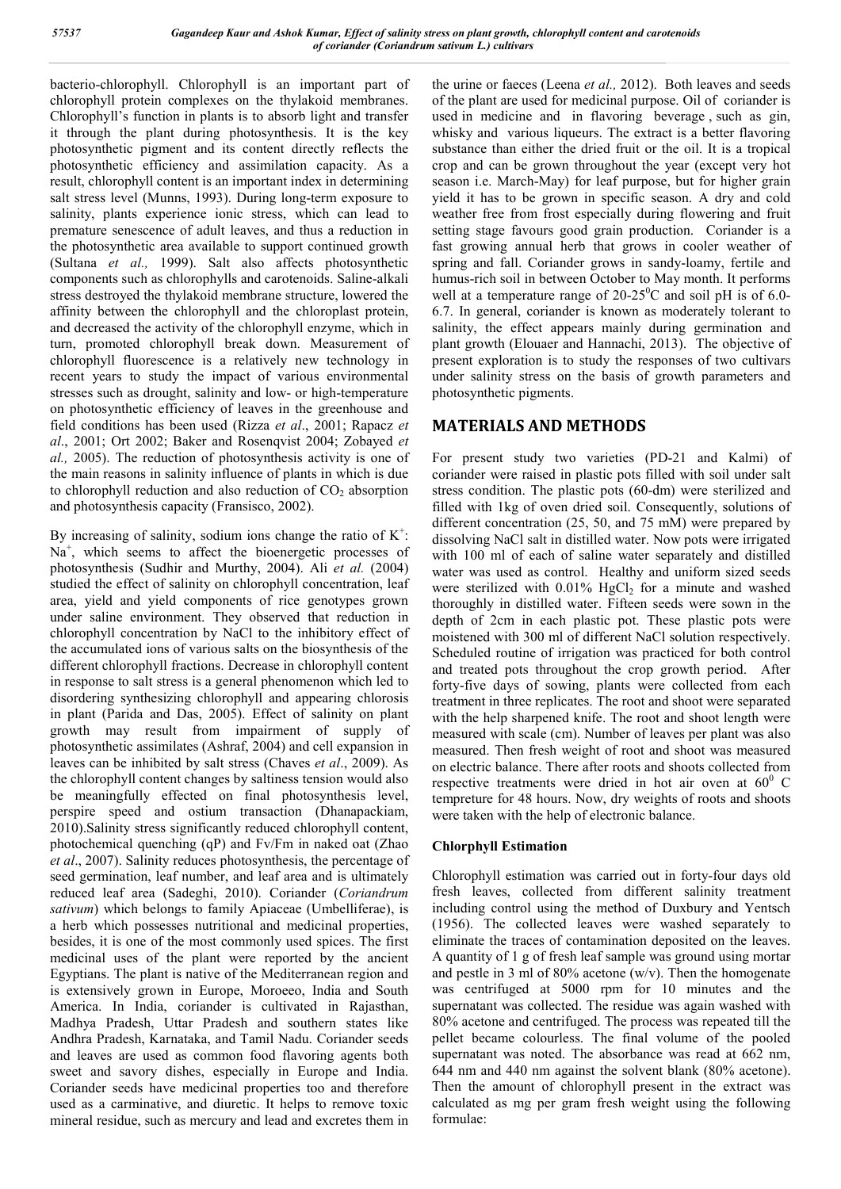bacterio-chlorophyll. Chlorophyll is an important part of chlorophyll protein complexes on the thylakoid membranes. Chlorophyll's function in plants is to absorb light and transfer it through the plant during photosynthesis. It is the key photosynthetic pigment and its content directly reflects the photosynthetic efficiency and assimilation capacity. As a result, chlorophyll content is an important index in determining salt stress level (Munns, 1993). During long-term exposure to salinity, plants experience ionic stress, which can lead to premature senescence of adult leaves, and thus a reduction in the photosynthetic area available to support continued growth (Sultana *et al.,* 1999). Salt also affects photosynthetic components such as chlorophylls and carotenoids. Saline-alkali stress destroyed the thylakoid membrane structure, lowered the affinity between the chlorophyll and the chloroplast protein, and decreased the activity of the chlorophyll enzyme, which in turn, promoted chlorophyll break down. Measurement of chlorophyll fluorescence is a relatively new technology in recent years to study the impact of various environmental stresses such as drought, salinity and low- or high-temperature on photosynthetic efficiency of leaves in the greenhouse and field conditions has been used (Rizza *et al*., 2001; Rapacz *et al*., 2001; Ort 2002; Baker and Rosenqvist 2004; Zobayed *et al.,* 2005). The reduction of photosynthesis activity is one of the main reasons in salinity influence of plants in which is due to chlorophyll reduction and also reduction of $CO_2$ absorption and photosynthesis capacity (Fransisco, 2002).

By increasing of salinity, sodium ions change the ratio of $K^+$: $Na^+$, which seems to affect the bioenergetic processes of photosynthesis (Sudhir and Murthy, 2004). Ali *et al.* (2004) studied the effect of salinity on chlorophyll concentration, leaf area, yield and yield components of rice genotypes grown under saline environment. They observed that reduction in chlorophyll concentration by NaCl to the inhibitory effect of the accumulated ions of various salts on the biosynthesis of the different chlorophyll fractions. Decrease in chlorophyll content in response to salt stress is a general phenomenon which led to disordering synthesizing chlorophyll and appearing chlorosis in plant (Parida and Das, 2005). Effect of salinity on plant growth may result from impairment of supply of photosynthetic assimilates (Ashraf, 2004) and cell expansion in leaves can be inhibited by salt stress (Chaves *et al*., 2009). As the chlorophyll content changes by saltiness tension would also be meaningfully effected on final photosynthesis level, perspire speed and ostium transaction (Dhanapackiam, 2010).Salinity stress significantly reduced chlorophyll content, photochemical quenching (qP) and Fv/Fm in naked oat (Zhao *et al*., 2007). Salinity reduces photosynthesis, the percentage of seed germination, leaf number, and leaf area and is ultimately reduced leaf area (Sadeghi, 2010). Coriander (*Coriandrum sativum*) which belongs to family Apiaceae (Umbelliferae), is a herb which possesses nutritional and medicinal properties, besides, it is one of the most commonly used spices. The first medicinal uses of the plant were reported by the ancient Egyptians. The plant is native of the Mediterranean region and is extensively grown in Europe, Moroeeo, India and South America. In India, coriander is cultivated in Rajasthan, Madhya Pradesh, Uttar Pradesh and southern states like Andhra Pradesh, Karnataka, and Tamil Nadu. Coriander seeds and leaves are used as common food flavoring agents both sweet and savory dishes, especially in Europe and India. Coriander seeds have medicinal properties too and therefore used as a carminative, and diuretic. It helps to remove toxic mineral residue, such as mercury and lead and excretes them in the urine or faeces (Leena *et al.,* 2012). Both leaves and seeds of the plant are used for medicinal purpose. Oil of coriander is used in medicine and in flavoring beverage , such as gin, whisky and various liqueurs. The extract is a better flavoring substance than either the dried fruit or the oil. It is a tropical crop and can be grown throughout the year (except very hot season i.e. March-May) for leaf purpose, but for higher grain yield it has to be grown in specific season. A dry and cold weather free from frost especially during flowering and fruit setting stage favours good grain production. Coriander is a fast growing annual herb that grows in cooler weather of spring and fall. Coriander grows in sandy-loamy, fertile and humus-rich soil in between October to May month. It performs well at a temperature range of 20-25$^0$C and soil pH is of 6.0-6.7. In general, coriander is known as moderately tolerant to salinity, the effect appears mainly during germination and plant growth (Elouaer and Hannachi, 2013). The objective of present exploration is to study the responses of two cultivars under salinity stress on the basis of growth parameters and photosynthetic pigments.

## MATERIALS AND METHODS

For present study two varieties (PD-21 and Kalmi) of coriander were raised in plastic pots filled with soil under salt stress condition. The plastic pots (60-dm) were sterilized and filled with 1kg of oven dried soil. Consequently, solutions of different concentration (25, 50, and 75 mM) were prepared by dissolving NaCl salt in distilled water. Now pots were irrigated with 100 ml of each of saline water separately and distilled water was used as control. Healthy and uniform sized seeds were sterilized with 0.01% $HgCl_2$ for a minute and washed thoroughly in distilled water. Fifteen seeds were sown in the depth of 2cm in each plastic pot. These plastic pots were moistened with 300 ml of different NaCl solution respectively. Scheduled routine of irrigation was practiced for both control and treated pots throughout the crop growth period. After forty-five days of sowing, plants were collected from each treatment in three replicates. The root and shoot were separated with the help sharpened knife. The root and shoot length were measured with scale (cm). Number of leaves per plant was also measured. Then fresh weight of root and shoot was measured on electric balance. There after roots and shoots collected from respective treatments were dried in hot air oven at 60$^0$ C tempreture for 48 hours. Now, dry weights of roots and shoots were taken with the help of electronic balance.

### Chlorphyll Estimation

Chlorophyll estimation was carried out in forty-four days old fresh leaves, collected from different salinity treatment including control using the method of Duxbury and Yentsch (1956). The collected leaves were washed separately to eliminate the traces of contamination deposited on the leaves. A quantity of 1 g of fresh leaf sample was ground using mortar and pestle in 3 ml of 80% acetone (w/v). Then the homogenate was centrifuged at 5000 rpm for 10 minutes and the supernatant was collected. The residue was again washed with 80% acetone and centrifuged. The process was repeated till the pellet became colourless. The final volume of the pooled supernatant was noted. The absorbance was read at 662 nm, 644 nm and 440 nm against the solvent blank (80% acetone). Then the amount of chlorophyll present in the extract was calculated as mg per gram fresh weight using the following formulae: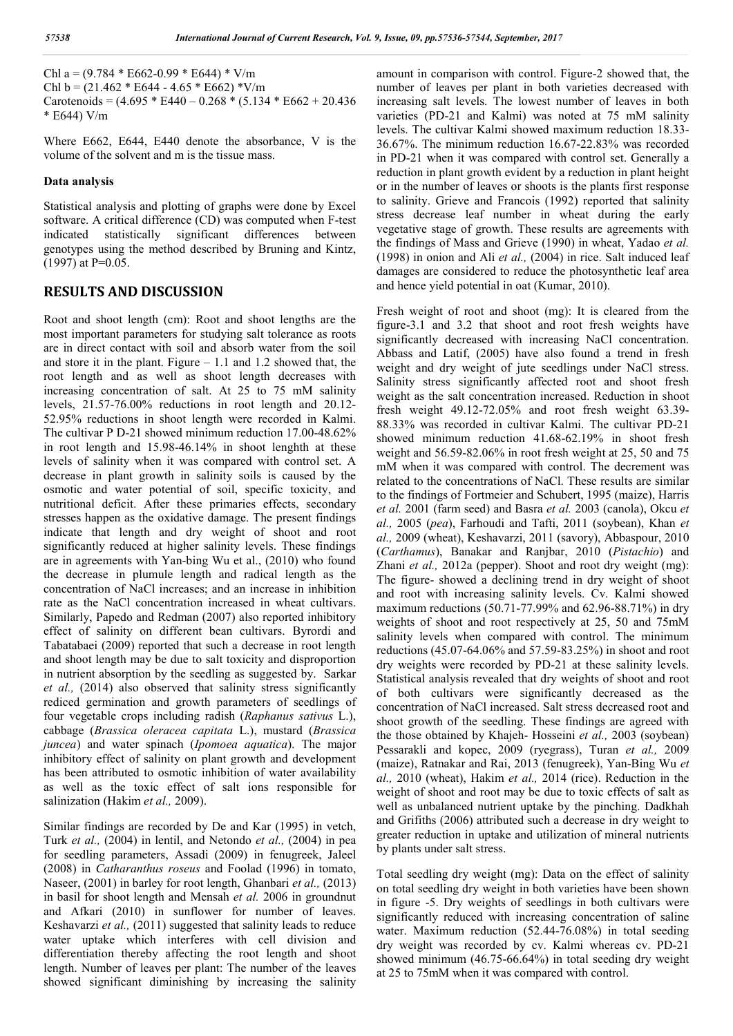$Chl\ a = (9.784 * E662 - 0.99 * E644) * V/m$

$Chl\ b = (21.462 * E644 - 4.65 * E662) * V/m$

$Carotenoids = (4.695 * E440 - 0.268 * (5.134 * E662 + 20.436 * E644)) V/m$

Where E662, E644, E440 denote the absorbance, V is the volume of the solvent and m is the tissue mass.

### Data analysis

Statistical analysis and plotting of graphs were done by Excel software. A critical difference (CD) was computed when F-test indicated statistically significant differences between genotypes using the method described by Bruning and Kintz, (1997) at P=0.05.

## RESULTS AND DISCUSSION

Root and shoot length (cm): Root and shoot lengths are the most important parameters for studying salt tolerance as roots are in direct contact with soil and absorb water from the soil and store it in the plant. Figure – 1.1 and 1.2 showed that, the root length and as well as shoot length decreases with increasing concentration of salt. At 25 to 75 mM salinity levels, 21.57-76.00% reductions in root length and 20.12-52.95% reductions in shoot length were recorded in Kalmi. The cultivar P D-21 showed minimum reduction 17.00-48.62% in root length and 15.98-46.14% in shoot lenghth at these levels of salinity when it was compared with control set. A decrease in plant growth in salinity soils is caused by the osmotic and water potential of soil, specific toxicity, and nutritional deficit. After these primaries effects, secondary stresses happen as the oxidative damage. The present findings indicate that length and dry weight of shoot and root significantly reduced at higher salinity levels. These findings are in agreements with Yan-bing Wu et al., (2010) who found the decrease in plumule length and radical length as the concentration of NaCl increases; and an increase in inhibition rate as the NaCl concentration increased in wheat cultivars. Similarly, Papedo and Redman (2007) also reported inhibitory effect of salinity on different bean cultivars. Byrordi and Tabatabaei (2009) reported that such a decrease in root length and shoot length may be due to salt toxicity and disproportion in nutrient absorption by the seedling as suggested by. Sarkar *et al.,* (2014) also observed that salinity stress significantly rediced germination and growth parameters of seedlings of four vegetable crops including radish (*Raphanus sativus* L.), cabbage (*Brassica oleracea capitata* L.), mustard (*Brassica juncea*) and water spinach (*Ipomoea aquatica*). The major inhibitory effect of salinity on plant growth and development has been attributed to osmotic inhibition of water availability as well as the toxic effect of salt ions responsible for salinization (Hakim *et al.,* 2009).

Similar findings are recorded by De and Kar (1995) in vetch, Turk *et al.,* (2004) in lentil, and Netondo *et al.,* (2004) in pea for seedling parameters, Assadi (2009) in fenugreek, Jaleel (2008) in *Catharanthus roseus* and Foolad (1996) in tomato, Naseer, (2001) in barley for root length, Ghanbari *et al.,* (2013) in basil for shoot length and Mensah *et al.* 2006 in groundnut and Afkari (2010) in sunflower for number of leaves. Keshavarzi *et al.,* (2011) suggested that salinity leads to reduce water uptake which interferes with cell division and differentiation thereby affecting the root length and shoot length. Number of leaves per plant: The number of the leaves showed significant diminishing by increasing the salinity amount in comparison with control. Figure-2 showed that, the number of leaves per plant in both varieties decreased with increasing salt levels. The lowest number of leaves in both varieties (PD-21 and Kalmi) was noted at 75 mM salinity levels. The cultivar Kalmi showed maximum reduction 18.33-36.67%. The minimum reduction 16.67-22.83% was recorded in PD-21 when it was compared with control set. Generally a reduction in plant growth evident by a reduction in plant height or in the number of leaves or shoots is the plants first response to salinity. Grieve and Francois (1992) reported that salinity stress decrease leaf number in wheat during the early vegetative stage of growth. These results are agreements with the findings of Mass and Grieve (1990) in wheat, Yadao *et al.* (1998) in onion and Ali *et al.,* (2004) in rice. Salt induced leaf damages are considered to reduce the photosynthetic leaf area and hence yield potential in oat (Kumar, 2010).

Fresh weight of root and shoot (mg): It is cleared from the figure-3.1 and 3.2 that shoot and root fresh weights have significantly decreased with increasing NaCl concentration. Abbass and Latif, (2005) have also found a trend in fresh weight and dry weight of jute seedlings under NaCl stress. Salinity stress significantly affected root and shoot fresh weight as the salt concentration increased. Reduction in shoot fresh weight 49.12-72.05% and root fresh weight 63.39-88.33% was recorded in cultivar Kalmi. The cultivar PD-21 showed minimum reduction 41.68-62.19% in shoot fresh weight and 56.59-82.06% in root fresh weight at 25, 50 and 75 mM when it was compared with control. The decrement was related to the concentrations of NaCl. These results are similar to the findings of Fortmeier and Schubert, 1995 (maize), Harris *et al.* 2001 (farm seed) and Basra *et al.* 2003 (canola), Okcu *et al.,* 2005 (*pea*), Farhoudi and Tafti, 2011 (soybean), Khan *et al.,* 2009 (wheat), Keshavarzi, 2011 (savory), Abbaspour, 2010 (*Carthamus*), Banakar and Ranjbar, 2010 (*Pistachio*) and Zhani *et al.,* 2012a (pepper). Shoot and root dry weight (mg): The figure- showed a declining trend in dry weight of shoot and root with increasing salinity levels. Cv. Kalmi showed maximum reductions (50.71-77.99% and 62.96-88.71%) in dry weights of shoot and root respectively at 25, 50 and 75mM salinity levels when compared with control. The minimum reductions (45.07-64.06% and 57.59-83.25%) in shoot and root dry weights were recorded by PD-21 at these salinity levels. Statistical analysis revealed that dry weights of shoot and root of both cultivars were significantly decreased as the concentration of NaCl increased. Salt stress decreased root and shoot growth of the seedling. These findings are agreed with the those obtained by Khajeh- Hosseini *et al.,* 2003 (soybean) Pessarakli and kopec, 2009 (ryegrass), Turan *et al.,* 2009 (maize), Ratnakar and Rai, 2013 (fenugreek), Yan-Bing Wu *et al.,* 2010 (wheat), Hakim *et al.,* 2014 (rice). Reduction in the weight of shoot and root may be due to toxic effects of salt as well as unbalanced nutrient uptake by the pinching. Dadkhah and Grifiths (2006) attributed such a decrease in dry weight to greater reduction in uptake and utilization of mineral nutrients by plants under salt stress.

Total seedling dry weight (mg): Data on the effect of salinity on total seedling dry weight in both varieties have been shown in figure -5. Dry weights of seedlings in both cultivars were significantly reduced with increasing concentration of saline water. Maximum reduction (52.44-76.08%) in total seeding dry weight was recorded by cv. Kalmi whereas cv. PD-21 showed minimum (46.75-66.64%) in total seeding dry weight at 25 to 75mM when it was compared with control.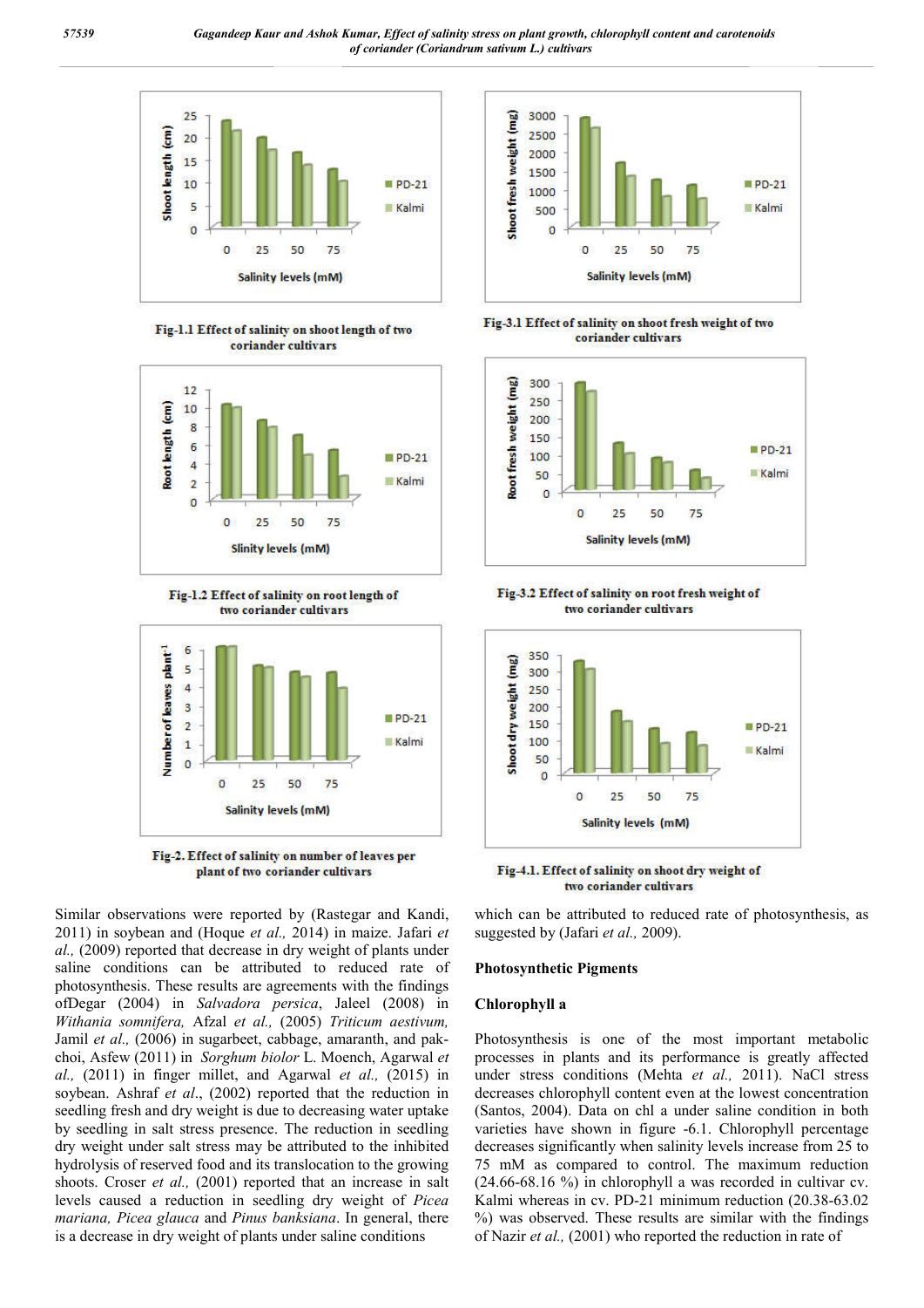Fig-1.1 Effect of salinity on shoot length of two coriander cultivars

Fig-1.2 Effect of salinity on root length of two coriander cultivars

Fig-2. Effect of salinity on number of leaves per plant of two coriander cultivars

Fig-3.1 Effect of salinity on shoot fresh weight of two coriander cultivars

Fig-3.2 Effect of salinity on root fresh weight of two coriander cultivars

Fig-4.1. Effect of salinity on shoot dry weight of two coriander cultivars

Similar observations were reported by (Rastegar and Kandi, 2011) in soybean and (Hoque *et al.,* 2014) in maize. Jafari *et al.,* (2009) reported that decrease in dry weight of plants under saline conditions can be attributed to reduced rate of photosynthesis. These results are agreements with the findings ofDegar (2004) in *Salvadora persica*, Jaleel (2008) in *Withania somnifera,* Afzal *et al.,* (2005) *Triticum aestivum,* Jamil *et al.,* (2006) in sugarbeet, cabbage, amaranth, and pak-choi, Asfew (2011) in *Sorghum biolor* L. Moench, Agarwal *et al.,* (2011) in finger millet, and Agarwal *et al.,* (2015) in soybean. Ashraf *et al*., (2002) reported that the reduction in seedling fresh and dry weight is due to decreasing water uptake by seedling in salt stress presence. The reduction in seedling dry weight under salt stress may be attributed to the inhibited hydrolysis of reserved food and its translocation to the growing shoots. Croser *et al.,* (2001) reported that an increase in salt levels caused a reduction in seedling dry weight of *Picea mariana, Picea glauca* and *Pinus banksiana*. In general, there is a decrease in dry weight of plants under saline conditions which can be attributed to reduced rate of photosynthesis, as suggested by (Jafari *et al.,* 2009).

## Photosynthetic Pigments

### Chlorophyll a

Photosynthesis is one of the most important metabolic processes in plants and its performance is greatly affected under stress conditions (Mehta *et al.,* 2011). NaCl stress decreases chlorophyll content even at the lowest concentration (Santos, 2004). Data on chl a under saline condition in both varieties have shown in figure -6.1. Chlorophyll percentage decreases significantly when salinity levels increase from 25 to 75 mM as compared to control. The maximum reduction (24.66-68.16 %) in chlorophyll a was recorded in cultivar cv. Kalmi whereas in cv. PD-21 minimum reduction (20.38-63.02 %) was observed. These results are similar with the findings of Nazir *et al.,* (2001) who reported the reduction in rate of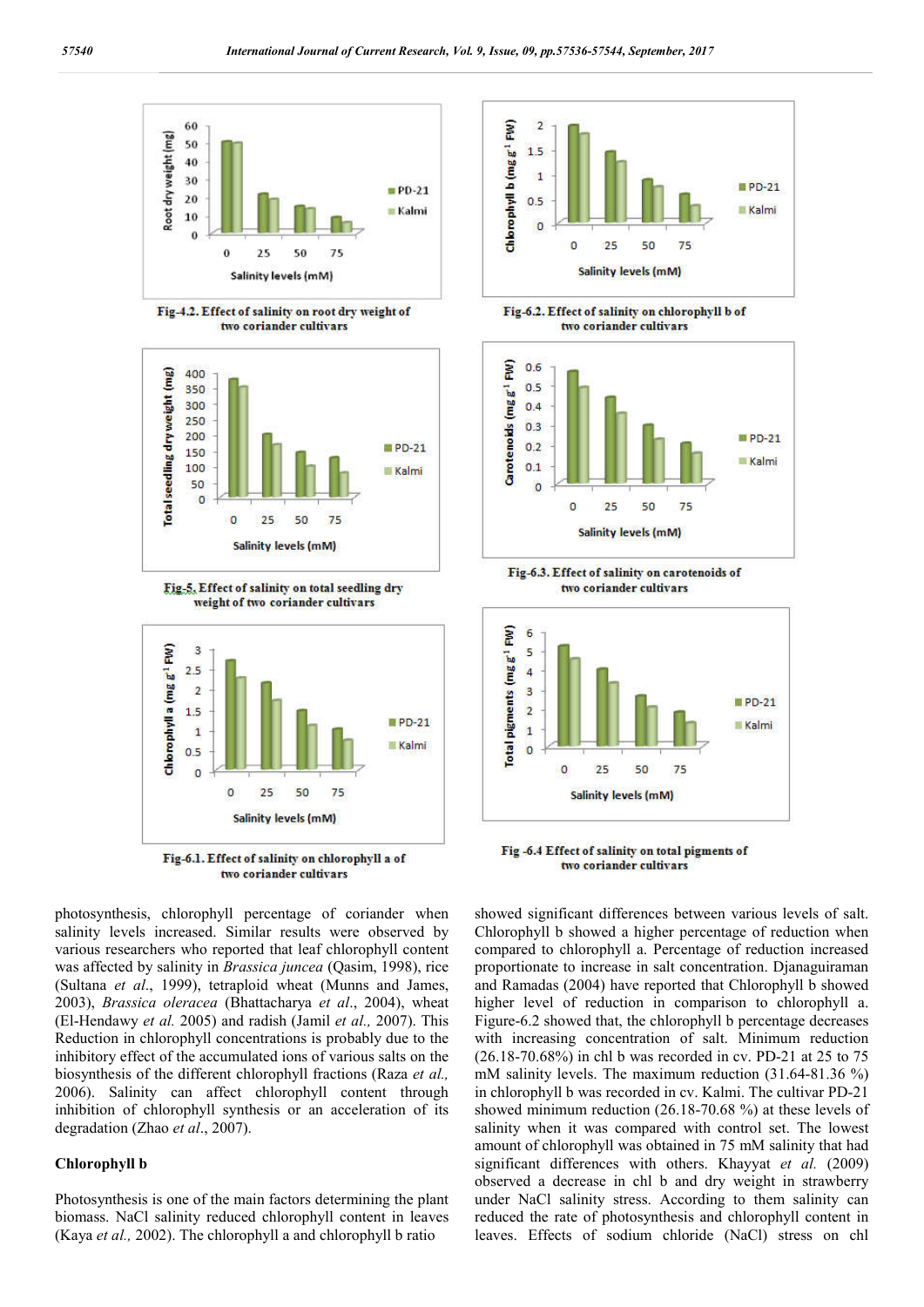Fig-4.2. Effect of salinity on root dry weight of two coriander cultivars

Fig-6.2. Effect of salinity on chlorophyll b of two coriander cultivars

Fig-5. Effect of salinity on total seedling dry weight of two coriander cultivars

Fig-6.3. Effect of salinity on carotenoids of two coriander cultivars

Fig-6.1. Effect of salinity on chlorophyll a of two coriander cultivars

Fig -6.4 Effect of salinity on total pigments of two coriander cultivars

photosynthesis, chlorophyll percentage of coriander when salinity levels increased. Similar results were observed by various researchers who reported that leaf chlorophyll content was affected by salinity in *Brassica juncea* (Qasim, 1998), rice (Sultana *et al*., 1999), tetraploid wheat (Munns and James, 2003), *Brassica oleracea* (Bhattacharya *et al*., 2004), wheat (El-Hendawy *et al.* 2005) and radish (Jamil *et al.,* 2007). This Reduction in chlorophyll concentrations is probably due to the inhibitory effect of the accumulated ions of various salts on the biosynthesis of the different chlorophyll fractions (Raza *et al.,* 2006). Salinity can affect chlorophyll content through inhibition of chlorophyll synthesis or an acceleration of its degradation (Zhao *et al*., 2007).

## Chlorophyll b

Photosynthesis is one of the main factors determining the plant biomass. NaCl salinity reduced chlorophyll content in leaves (Kaya *et al.,* 2002). The chlorophyll a and chlorophyll b ratio showed significant differences between various levels of salt. Chlorophyll b showed a higher percentage of reduction when compared to chlorophyll a. Percentage of reduction increased proportionate to increase in salt concentration. Djanaguiraman and Ramadas (2004) have reported that Chlorophyll b showed higher level of reduction in comparison to chlorophyll a. Figure-6.2 showed that, the chlorophyll b percentage decreases with increasing concentration of salt. Minimum reduction (26.18-70.68%) in chl b was recorded in cv. PD-21 at 25 to 75 mM salinity levels. The maximum reduction (31.64-81.36 %) in chlorophyll b was recorded in cv. Kalmi. The cultivar PD-21 showed minimum reduction (26.18-70.68 %) at these levels of salinity when it was compared with control set. The lowest amount of chlorophyll was obtained in 75 mM salinity that had significant differences with others. Khayyat *et al.* (2009) observed a decrease in chl b and dry weight in strawberry under NaCl salinity stress. According to them salinity can reduced the rate of photosynthesis and chlorophyll content in leaves. Effects of sodium chloride (NaCl) stress on chl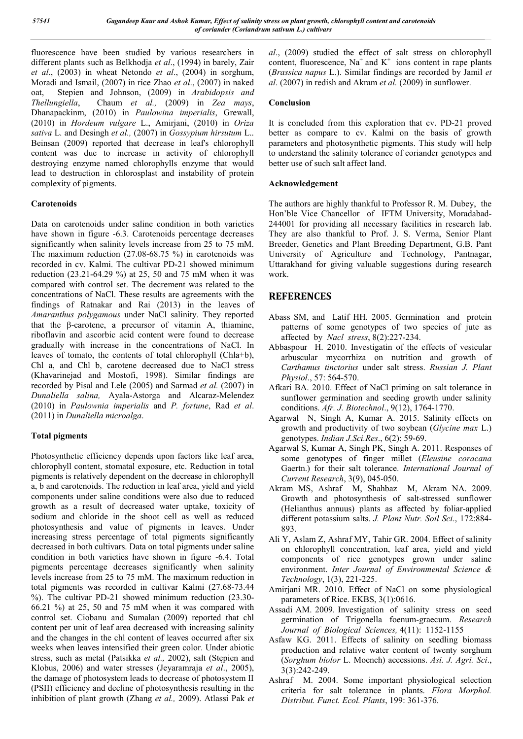fluorescence have been studied by various researchers in different plants such as Belkhodja *et al*., (1994) in barely, Zair *et al*., (2003) in wheat Netondo *et al*., (2004) in sorghum, Moradi and Ismail, (2007) in rice Zhao *et al*., (2007) in naked oat, Stepien and Johnson, (2009) in *Arabidopsis and Thellungiella*, Chaum *et al.,* (2009) in *Zea mays*, Dhanapackinm, (2010) in *Paulowina imperialis*, Grewall, (2010) in *Hordeum vulgare* L., Amirjani, (2010) in *Oriza sativa* L. and Desingh *et al.,* (2007) in *Gossypium hirsutum* L.. Beinsan (2009) reported that decrease in leaf's chlorophyll content was due to increase in activity of chlorophyll destroying enzyme named chlorophylls enzyme that would lead to destruction in chlorosplast and instability of protein complexity of pigments.

### Carotenoids

Data on carotenoids under saline condition in both varieties have shown in figure -6.3. Carotenoids percentage decreases significantly when salinity levels increase from 25 to 75 mM. The maximum reduction (27.08-68.75 %) in carotenoids was recorded in cv. Kalmi. The cultivar PD-21 showed minimum reduction (23.21-64.29 %) at 25, 50 and 75 mM when it was compared with control set. The decrement was related to the concentrations of NaCl. These results are agreements with the findings of Ratnakar and Rai (2013) in the leaves of *Amaranthus polygamous* under NaCl salinity. They reported that the β-carotene, a precursor of vitamin A, thiamine, riboflavin and ascorbic acid content were found to decrease gradually with increase in the concentrations of NaCl. In leaves of tomato, the contents of total chlorophyll (Chla+b), Chl a, and Chl b, carotene decreased due to NaCl stress (Khavarinejad and Mostofi, 1998). Similar findings are recorded by Pisal and Lele (2005) and Sarmad *et al.* (2007) in *Dunaliella salina,* Ayala-Astorga and Alcaraz-Melendez (2010) in *Paulownia imperialis* and *P. fortune*, Rad *et al*. (2011) in *Dunaliella microalga*.

### Total pigments

Photosynthetic efficiency depends upon factors like leaf area, chlorophyll content, stomatal exposure, etc. Reduction in total pigments is relatively dependent on the decrease in chlorophyll a, b and carotenoids. The reduction in leaf area, yield and yield components under saline conditions were also due to reduced growth as a result of decreased water uptake, toxicity of sodium and chloride in the shoot cell as well as reduced photosynthesis and value of pigments in leaves. Under increasing stress percentage of total pigments significantly decreased in both cultivars. Data on total pigments under saline condition in both varieties have shown in figure -6.4. Total pigments percentage decreases significantly when salinity levels increase from 25 to 75 mM. The maximum reduction in total pigments was recorded in cultivar Kalmi (27.68-73.44 %). The cultivar PD-21 showed minimum reduction (23.30-66.21 %) at 25, 50 and 75 mM when it was compared with control set. Ciobanu and Sumalan (2009) reported that chl content per unit of leaf area decreased with increasing salinity and the changes in the chl content of leaves occurred after six weeks when leaves intensified their green color. Under abiotic stress, such as metal (Patsikka *et al.,* 2002), salt (Stępien and Klobus, 2006) and water stresses (Jeyaramraja *et al*., 2005), the damage of photosystem leads to decrease of photosystem II (PSII) efficiency and decline of photosynthesis resulting in the inhibition of plant growth (Zhang *et al.,* 2009). Atlassi Pak *et al*., (2009) studied the effect of salt stress on chlorophyll content, fluorescence, $Na^+$ and $K^+$ ions content in rape plants (*Brassica napus* L.). Similar findings are recorded by Jamil *et al*. (2007) in redish and Akram *et al.* (2009) in sunflower.

### Conclusion

It is concluded from this exploration that cv. PD-21 proved better as compare to cv. Kalmi on the basis of growth parameters and photosynthetic pigments. This study will help to understand the salinity tolerance of coriander genotypes and better use of such salt affect land.

### Acknowledgement

The authors are highly thankful to Professor R. M. Dubey, the Hon'ble Vice Chancellor of IFTM University, Moradabad-244001 for providing all necessary facilities in research lab. They are also thankful to Prof. J. S. Verma, Senior Plant Breeder, Genetics and Plant Breeding Department, G.B. Pant University of Agriculture and Technology, Pantnagar, Uttarakhand for giving valuable suggestions during research work.

## REFERENCES

- Abass SM, and Latif HH. 2005. Germination and protein patterns of some genotypes of two species of jute as affected by *Nacl stress*, 8(2):227-234.
- Abbaspour H. 2010. Investigatin of the effects of vesicular arbuscular mycorrhiza on nutrition and growth of *Carthamus tinctorius* under salt stress. *Russian J. Plant Physiol*., 57: 564-570.
- Afkari BA. 2010. Effect of NaCl priming on salt tolerance in sunflower germination and seeding growth under salinity conditions. *Afr. J. Biotechnol*., 9(12), 1764-1770.
- Agarwal N, Singh A, Kumar A. 2015. Salinity effects on growth and productivity of two soybean (*Glycine max* L.) genotypes. *Indian J.Sci.Res*., 6(2): 59-69.
- Agarwal S, Kumar A, Singh PK, Singh A. 2011. Responses of some genotypes of finger millet (*Eleusine coracana* Gaertn.) for their salt tolerance. *International Journal of Current Research*, 3(9), 045-050.
- Akram MS, Ashraf M, Shahbaz M, Akram NA. 2009. Growth and photosynthesis of salt-stressed sunflower (Helianthus annuus) plants as affected by foliar-applied different potassium salts. *J. Plant Nutr. Soil Sci*., 172:884-893.
- Ali Y, Aslam Z, Ashraf MY, Tahir GR. 2004. Effect of salinity on chlorophyll concentration, leaf area, yield and yield components of rice genotypes grown under saline environment. *Inter Journal of Environmental Science & Technology*, 1(3), 221-225.
- Amirjani MR. 2010. Effect of NaCl on some physiological parameters of Rice. EKBS, 3(1):0616.
- Assadi AM. 2009. Investigation of salinity stress on seed germination of Trigonella foenum-graecum. *Research Journal of Biological Sciences,* 4(11): 1152-1155
- Asfaw KG. 2011. Effects of salinity on seedling biomass production and relative water content of twenty sorghum (*Sorghum biolor* L. Moench) accessions. *Asi. J. Agri. Sci*., 3(3):242-249.
- Ashraf M. 2004. Some important physiological selection criteria for salt tolerance in plants. *Flora Morphol. Distribut. Funct. Ecol. Plants*, 199: 361-376.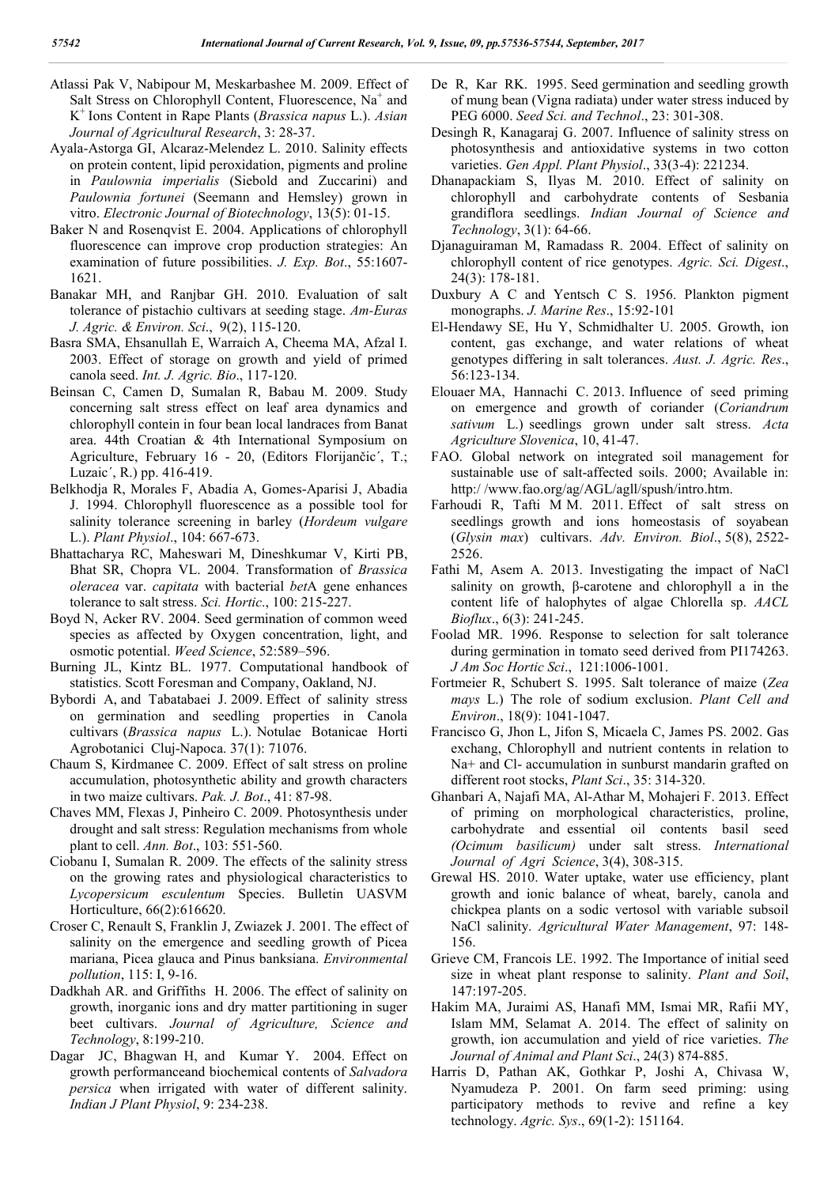Atlassi Pak V, Nabipour M, Meskarbashee M. 2009. Effect of Salt Stress on Chlorophyll Content, Fluorescence, $Na^+$ and $K^+$ Ions Content in Rape Plants (*Brassica napus* L.). *Asian Journal of Agricultural Research*, 3: 28-37.

Ayala-Astorga GI, Alcaraz-Melendez L. 2010. Salinity effects on protein content, lipid peroxidation, pigments and proline in *Paulownia imperialis* (Siebold and Zuccarini) and *Paulownia fortunei* (Seemann and Hemsley) grown in vitro. *Electronic Journal of Biotechnology*, 13(5): 01-15.

Baker N and Rosenqvist E. 2004. Applications of chlorophyll fluorescence can improve crop production strategies: An examination of future possibilities. *J. Exp. Bot*., 55:1607-1621.

Banakar MH, and Ranjbar GH. 2010. Evaluation of salt tolerance of pistachio cultivars at seeding stage. *Am-Euras J. Agric. & Environ. Sci*., 9(2), 115-120.

Basra SMA, Ehsanullah E, Warraich A, Cheema MA, Afzal I. 2003. Effect of storage on growth and yield of primed canola seed. *Int. J. Agric. Bio*., 117-120.

Beinsan C, Camen D, Sumalan R, Babau M. 2009. Study concerning salt stress effect on leaf area dynamics and chlorophyll contein in four bean local landraces from Banat area. 44th Croatian & 4th International Symposium on Agriculture, February 16 - 20, (Editors Florijančic´, T.; Luzaic´, R.) pp. 416-419.

Belkhodja R, Morales F, Abadia A, Gomes-Aparisi J, Abadia J. 1994. Chlorophyll fluorescence as a possible tool for salinity tolerance screening in barley (*Hordeum vulgare* L.). *Plant Physiol*., 104: 667-673.

Bhattacharya RC, Maheswari M, Dineshkumar V, Kirti PB, Bhat SR, Chopra VL. 2004. Transformation of *Brassica oleracea* var. *capitata* with bacterial *bet*A gene enhances tolerance to salt stress. *Sci. Hortic*., 100: 215-227.

Boyd N, Acker RV. 2004. Seed germination of common weed species as affected by Oxygen concentration, light, and osmotic potential. *Weed Science*, 52:589–596.

Burning JL, Kintz BL. 1977. Computational handbook of statistics. Scott Foresman and Company, Oakland, NJ.

Bybordi A, and Tabatabaei J. 2009. Effect of salinity stress on germination and seedling properties in Canola cultivars (*Brassica napus* L.). Notulae Botanicae Horti Agrobotanici Cluj-Napoca. 37(1): 71076.

Chaum S, Kirdmanee C. 2009. Effect of salt stress on proline accumulation, photosynthetic ability and growth characters in two maize cultivars. *Pak. J. Bot*., 41: 87-98.

Chaves MM, Flexas J, Pinheiro C. 2009. Photosynthesis under drought and salt stress: Regulation mechanisms from whole plant to cell. *Ann. Bot*., 103: 551-560.

Ciobanu I, Sumalan R. 2009. The effects of the salinity stress on the growing rates and physiological characteristics to *Lycopersicum esculentum* Species. Bulletin UASVM Horticulture, 66(2):616620.

Croser C, Renault S, Franklin J, Zwiazek J. 2001. The effect of salinity on the emergence and seedling growth of Picea mariana, Picea glauca and Pinus banksiana. *Environmental pollution*, 115: I, 9-16.

Dadkhah AR. and Griffiths H. 2006. The effect of salinity on growth, inorganic ions and dry matter partitioning in suger beet cultivars. *Journal of Agriculture, Science and Technology*, 8:199-210.

Dagar JC, Bhagwan H, and Kumar Y. 2004. Effect on growth performanceand biochemical contents of *Salvadora persica* when irrigated with water of different salinity. *Indian J Plant Physiol*, 9: 234-238.

De R, Kar RK. 1995. Seed germination and seedling growth of mung bean (Vigna radiata) under water stress induced by PEG 6000. *Seed Sci. and Technol*., 23: 301-308.

Desingh R, Kanagaraj G. 2007. Influence of salinity stress on photosynthesis and antioxidative systems in two cotton varieties. *Gen Appl. Plant Physiol*., 33(3-4): 221234.

Dhanapackiam S, Ilyas M. 2010. Effect of salinity on chlorophyll and carbohydrate contents of Sesbania grandiflora seedlings. *Indian Journal of Science and Technology*, 3(1): 64-66.

Djanaguiraman M, Ramadass R. 2004. Effect of salinity on chlorophyll content of rice genotypes. *Agric. Sci. Digest*., 24(3): 178-181.

Duxbury A C and Yentsch C S. 1956. Plankton pigment monographs. *J. Marine Res*., 15:92-101

El-Hendawy SE, Hu Y, Schmidhalter U. 2005. Growth, ion content, gas exchange, and water relations of wheat genotypes differing in salt tolerances. *Aust. J. Agric. Res*., 56:123-134.

Elouaer MA, Hannachi C. 2013. Influence of seed priming on emergence and growth of coriander (*Coriandrum sativum* L.) seedlings grown under salt stress. *Acta Agriculture Slovenica*, 10, 41-47.

FAO. Global network on integrated soil management for sustainable use of salt-affected soils. 2000; Available in: http:/ /www.fao.org/ag/AGL/agll/spush/intro.htm.

Farhoudi R, Tafti M M. 2011. Effect of salt stress on seedlings growth and ions homeostasis of soyabean (*Glysin max*) cultivars. *Adv. Environ. Biol*., 5(8), 2522-2526.

Fathi M, Asem A. 2013. Investigating the impact of NaCl salinity on growth, β-carotene and chlorophyll a in the content life of halophytes of algae Chlorella sp. *AACL Bioflux*., 6(3): 241-245.

Foolad MR. 1996. Response to selection for salt tolerance during germination in tomato seed derived from PI174263. *J Am Soc Hortic Sci*., 121:1006-1001.

Fortmeier R, Schubert S. 1995. Salt tolerance of maize (*Zea mays* L.) The role of sodium exclusion. *Plant Cell and Environ*., 18(9): 1041-1047.

Francisco G, Jhon L, Jifon S, Micaela C, James PS. 2002. Gas exchang, Chlorophyll and nutrient contents in relation to Na+ and Cl- accumulation in sunburst mandarin grafted on different root stocks, *Plant Sci*., 35: 314-320.

Ghanbari A, Najafi MA, Al-Athar M, Mohajeri F. 2013. Effect of priming on morphological characteristics, proline, carbohydrate and essential oil contents basil seed *(Ocimum basilicum)* under salt stress. *International Journal of Agri Science*, 3(4), 308-315.

Grewal HS. 2010. Water uptake, water use efficiency, plant growth and ionic balance of wheat, barely, canola and chickpea plants on a sodic vertosol with variable subsoil NaCl salinity. *Agricultural Water Management*, 97: 148-156.

Grieve CM, Francois LE. 1992. The Importance of initial seed size in wheat plant response to salinity. *Plant and Soil*, 147:197-205.

Hakim MA, Juraimi AS, Hanafi MM, Ismai MR, Rafii MY, Islam MM, Selamat A. 2014. The effect of salinity on growth, ion accumulation and yield of rice varieties. *The Journal of Animal and Plant Sci*., 24(3) 874-885.

Harris D, Pathan AK, Gothkar P, Joshi A, Chivasa W, Nyamudeza P. 2001. On farm seed priming: using participatory methods to revive and refine a key technology. *Agric. Sys*., 69(1-2): 151164.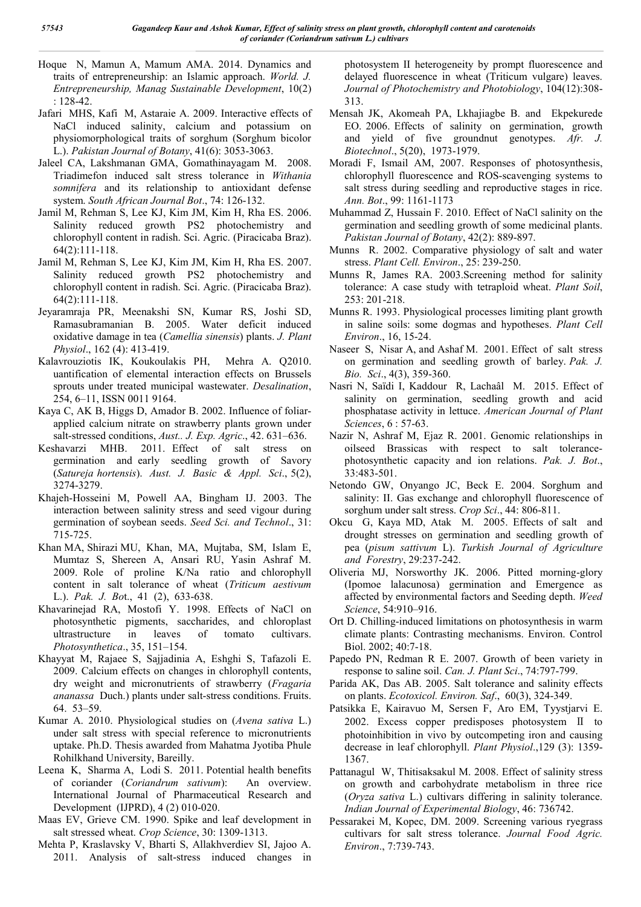Hoque N, Mamun A, Mamum AMA. 2014. Dynamics and traits of entrepreneurship: an Islamic approach. *World. J. Entrepreneurship, Manag Sustainable Development*, 10(2) : 128-42.

Jafari MHS, Kafi M, Astaraie A. 2009. Interactive effects of NaCl induced salinity, calcium and potassium on physiomorphological traits of sorghum (Sorghum bicolor L.). *Pakistan Journal of Botany*, 41(6): 3053-3063.

Jaleel CA, Lakshmanan GMA, Gomathinayagam M. 2008. Triadimefon induced salt stress tolerance in *Withania somnifera* and its relationship to antioxidant defense system. *South African Journal Bot*., 74: 126-132.

Jamil M, Rehman S, Lee KJ, Kim JM, Kim H, Rha ES. 2006. Salinity reduced growth PS2 photochemistry and chlorophyll content in radish. Sci. Agric. (Piracicaba Braz). 64(2):111-118.

Jamil M, Rehman S, Lee KJ, Kim JM, Kim H, Rha ES. 2007. Salinity reduced growth PS2 photochemistry and chlorophyll content in radish. Sci. Agric. (Piracicaba Braz). 64(2):111-118.

Jeyaramraja PR, Meenakshi SN, Kumar RS, Joshi SD, Ramasubramanian B. 2005. Water deficit induced oxidative damage in tea (*Camellia sinensis*) plants. *J. Plant Physiol*., 162 (4): 413-419.

Kalavrouziotis IK, Koukoulakis PH, Mehra A. Q2010. uantification of elemental interaction effects on Brussels sprouts under treated municipal wastewater. *Desalination*, 254, 6–11, ISSN 0011 9164.

Kaya C, AK B, Higgs D, Amador B. 2002. Influence of foliar-applied calcium nitrate on strawberry plants grown under salt-stressed conditions, *Aust.. J. Exp. Agric*., 42. 631–636.

Keshavarzi MHB. 2011. Effect of salt stress on germination and early seedling growth of Savory (*Satureja hortensis*). *Aust. J. Basic & Appl. Sci*., 5(2), 3274-3279.

Khajeh-Hosseini M, Powell AA, Bingham IJ. 2003. The interaction between salinity stress and seed vigour during germination of soybean seeds. *Seed Sci. and Technol*., 31: 715-725.

Khan MA, Shirazi MU, Khan, MA, Mujtaba, SM, Islam E, Mumtaz S, Shereen A, Ansari RU, Yasin Ashraf M. 2009. Role of proline K/Na ratio and chlorophyll content in salt tolerance of wheat (*Triticum aestivum* L.). *Pak. J. Bot*., 41 (2), 633-638.

Khavarinejad RA, Mostofi Y. 1998. Effects of NaCl on photosynthetic pigments, saccharides, and chloroplast ultrastructure in leaves of tomato cultivars. *Photosynthetica*., 35, 151–154.

Khayyat M, Rajaee S, Sajjadinia A, Eshghi S, Tafazoli E. 2009. Calcium effects on changes in chlorophyll contents, dry weight and micronutrients of strawberry (*Fragaria ananassa* Duch.) plants under salt-stress conditions. Fruits. 64. 53–59.

Kumar A. 2010. Physiological studies on (*Avena sativa* L.) under salt stress with special reference to micronutrients uptake. Ph.D. Thesis awarded from Mahatma Jyotiba Phule Rohilkhand University, Bareilly.

Leena K, Sharma A, Lodi S. 2011. Potential health benefits of coriander (*Coriandrum sativum*): An overview. International Journal of Pharmaceutical Research and Development (IJPRD), 4 (2) 010-020.

Maas EV, Grieve CM. 1990. Spike and leaf development in salt stressed wheat. *Crop Science*, 30: 1309-1313.

Mehta P, Kraslavsky V, Bharti S, Allakhverdiev SI, Jajoo A. 2011. Analysis of salt-stress induced changes in photosystem II heterogeneity by prompt fluorescence and delayed fluorescence in wheat (Triticum vulgare) leaves. *Journal of Photochemistry and Photobiology*, 104(12):308-313.

Mensah JK, Akomeah PA, Lkhajiagbe B. and Ekpekurede EO. 2006. Effects of salinity on germination, growth and yield of five groundnut genotypes. *Afr. J. Biotechnol*., 5(20), 1973-1979.

Moradi F, Ismail AM, 2007. Responses of photosynthesis, chlorophyll fluorescence and ROS-scavenging systems to salt stress during seedling and reproductive stages in rice. *Ann. Bot*., 99: 1161-1173

Muhammad Z, Hussain F. 2010. Effect of NaCl salinity on the germination and seedling growth of some medicinal plants. *Pakistan Journal of Botany*, 42(2): 889-897.

Munns R. 2002. Comparative physiology of salt and water stress. *Plant Cell. Environ*., 25: 239-250.

Munns R, James RA. 2003.Screening method for salinity tolerance: A case study with tetraploid wheat. *Plant Soil*, 253: 201-218.

Munns R. 1993. Physiological processes limiting plant growth in saline soils: some dogmas and hypotheses. *Plant Cell Environ*., 16, 15-24.

Naseer S, Nisar A, and Ashaf M. 2001. Effect of salt stress on germination and seedling growth of barley. *Pak. J. Bio. Sci*., 4(3), 359-360.

Nasri N, Saïdi I, Kaddour R, Lachaâl M. 2015. Effect of salinity on germination, seedling growth and acid phosphatase activity in lettuce. *American Journal of Plant Sciences*, 6 : 57-63.

Nazir N, Ashraf M, Ejaz R. 2001. Genomic relationships in oilseed Brassicas with respect to salt tolerance-photosynthetic capacity and ion relations. *Pak. J. Bot*., 33:483-501.

Netondo GW, Onyango JC, Beck E. 2004. Sorghum and salinity: II. Gas exchange and chlorophyll fluorescence of sorghum under salt stress. *Crop Sci*., 44: 806-811.

Okcu G, Kaya MD, Atak M. 2005. Effects of salt and drought stresses on germination and seedling growth of pea (*pisum sattivum* L). *Turkish Journal of Agriculture and Forestry*, 29:237-242.

Oliveria MJ, Norsworthy JK. 2006. Pitted morning-glory (Ipomoe lalacunosa) germination and Emergence as affected by environmental factors and Seeding depth. *Weed Science*, 54:910–916.

Ort D. Chilling-induced limitations on photosynthesis in warm climate plants: Contrasting mechanisms. Environ. Control Biol. 2002; 40:7-18.

Papedo PN, Redman R E. 2007. Growth of been variety in response to saline soil. *Can. J. Plant Sci*., 74:797-799.

Parida AK, Das AB. 2005. Salt tolerance and salinity effects on plants. *Ecotoxicol. Environ. Saf*., 60(3), 324-349.

Patsikka E, Kairavuo M, Sersen F, Aro EM, Tyystjarvi E. 2002. Excess copper predisposes photosystem II to photoinhibition in vivo by outcompeting iron and causing decrease in leaf chlorophyll. *Plant Physiol*.,129 (3): 1359-1367.

Pattanagul W, Thitisaksakul M. 2008. Effect of salinity stress on growth and carbohydrate metabolism in three rice (*Oryza sativa* L.) cultivars differing in salinity tolerance. *Indian Journal of Experimental Biology*, 46: 736742.

Pessarakei M, Kopec, DM. 2009. Screening various ryegrass cultivars for salt stress tolerance. *Journal Food Agric. Environ*., 7:739-743.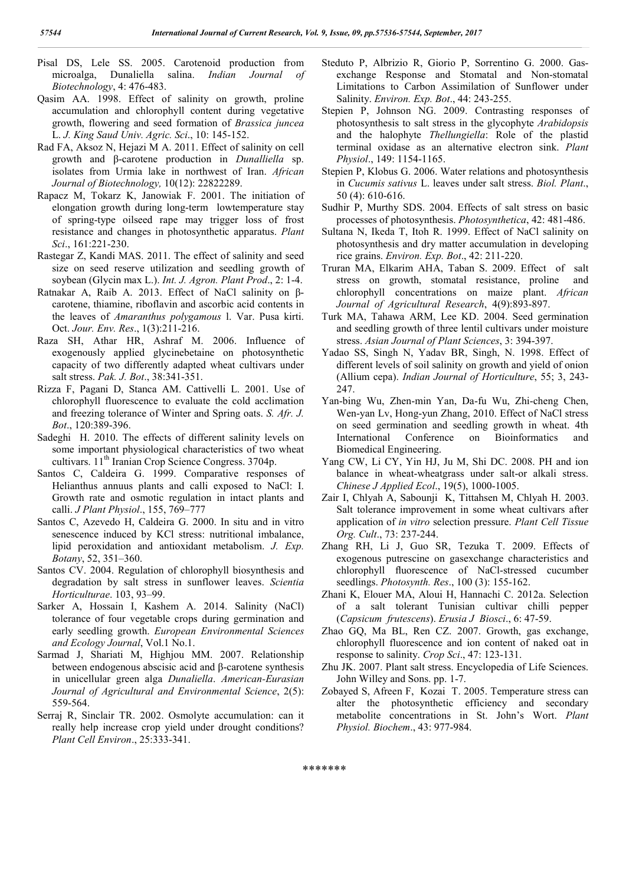Pisal DS, Lele SS. 2005. Carotenoid production from microalga, Dunaliella salina. *Indian Journal of Biotechnology*, 4: 476-483.

Qasim AA. 1998. Effect of salinity on growth, proline accumulation and chlorophyll content during vegetative growth, flowering and seed formation of *Brassica juncea* L. *J. King Saud Univ. Agric. Sci*., 10: 145-152.

Rad FA, Aksoz N, Hejazi M A. 2011. Effect of salinity on cell growth and β-carotene production in *Dunalliella* sp. isolates from Urmia lake in northwest of Iran. *African Journal of Biotechnology,* 10(12): 22822289.

Rapacz M, Tokarz K, Janowiak F. 2001. The initiation of elongation growth during long-term lowtemperature stay of spring-type oilseed rape may trigger loss of frost resistance and changes in photosynthetic apparatus. *Plant Sci*., 161:221-230.

Rastegar Z, Kandi MAS. 2011. The effect of salinity and seed size on seed reserve utilization and seedling growth of soybean (Glycin max L.). *Int. J. Agron. Plant Prod*., 2: 1-4.

Ratnakar A, Raib A. 2013. Effect of NaCl salinity on β-carotene, thiamine, riboflavin and ascorbic acid contents in the leaves of *Amaranthus polygamous* l. Var. Pusa kirti. Oct. *Jour. Env. Res*., 1(3):211-216.

Raza SH, Athar HR, Ashraf M. 2006. Influence of exogenously applied glycinebetaine on photosynthetic capacity of two differently adapted wheat cultivars under salt stress. *Pak. J. Bot*., 38:341-351.

Rizza F, Pagani D, Stanca AM. Cattivelli L. 2001. Use of chlorophyll fluorescence to evaluate the cold acclimation and freezing tolerance of Winter and Spring oats. *S. Afr. J. Bot*., 120:389-396.

Sadeghi H. 2010. The effects of different salinity levels on some important physiological characteristics of two wheat cultivars. 11th Iranian Crop Science Congress. 3704p.

Santos C, Caldeira G. 1999. Comparative responses of Helianthus annuus plants and calli exposed to NaCl: I. Growth rate and osmotic regulation in intact plants and calli. *J Plant Physiol*., 155, 769–777

Santos C, Azevedo H, Caldeira G. 2000. In situ and in vitro senescence induced by KCl stress: nutritional imbalance, lipid peroxidation and antioxidant metabolism. *J. Exp. Botany*, 52, 351–360.

Santos CV. 2004. Regulation of chlorophyll biosynthesis and degradation by salt stress in sunflower leaves. *Scientia Horticulturae*. 103, 93–99.

Sarker A, Hossain I, Kashem A. 2014. Salinity (NaCl) tolerance of four vegetable crops during germination and early seedling growth. *European Environmental Sciences and Ecology Journal*, Vol.1 No.1.

Sarmad J, Shariati M, Highjou MM. 2007. Relationship between endogenous abscisic acid and β-carotene synthesis in unicellular green alga *Dunaliella*. *American-Eurasian Journal of Agricultural and Environmental Science*, 2(5): 559-564.

Serraj R, Sinclair TR. 2002. Osmolyte accumulation: can it really help increase crop yield under drought conditions? *Plant Cell Environ*., 25:333-341.

Steduto P, Albrizio R, Giorio P, Sorrentino G. 2000. Gas-exchange Response and Stomatal and Non-stomatal Limitations to Carbon Assimilation of Sunflower under Salinity. *Environ. Exp. Bot*., 44: 243-255.

Stepien P, Johnson NG. 2009. Contrasting responses of photosynthesis to salt stress in the glycophyte *Arabidopsis* and the halophyte *Thellungiella*: Role of the plastid terminal oxidase as an alternative electron sink. *Plant Physiol*., 149: 1154-1165.

Stepien P, Klobus G. 2006. Water relations and photosynthesis in *Cucumis sativus* L. leaves under salt stress. *Biol. Plant*., 50 (4): 610-616.

Sudhir P, Murthy SDS. 2004. Effects of salt stress on basic processes of photosynthesis. *Photosynthetica*, 42: 481-486.

Sultana N, Ikeda T, Itoh R. 1999. Effect of NaCl salinity on photosynthesis and dry matter accumulation in developing rice grains. *Environ. Exp. Bot*., 42: 211-220.

Truran MA, Elkarim AHA, Taban S. 2009. Effect of salt stress on growth, stomatal resistance, proline and chlorophyll concentrations on maize plant. *African Journal of Agricultural Research*, 4(9):893-897.

Turk MA, Tahawa ARM, Lee KD. 2004. Seed germination and seedling growth of three lentil cultivars under moisture stress. *Asian Journal of Plant Sciences*, 3: 394-397.

Yadao SS, Singh N, Yadav BR, Singh, N. 1998. Effect of different levels of soil salinity on growth and yield of onion (Allium cepa). *Indian Journal of Horticulture*, 55; 3, 243-247.

Yan-bing Wu, Zhen-min Yan, Da-fu Wu, Zhi-cheng Chen, Wen-yan Lv, Hong-yun Zhang, 2010. Effect of NaCl stress on seed germination and seedling growth in wheat. 4th International Conference on Bioinformatics and Biomedical Engineering.

Yang CW, Li CY, Yin HJ, Ju M, Shi DC. 2008. PH and ion balance in wheat-wheatgrass under salt-or alkali stress. *Chinese J Applied Ecol*., 19(5), 1000-1005.

Zair I, Chlyah A, Sabounji K, Tittahsen M, Chlyah H. 2003. Salt tolerance improvement in some wheat cultivars after application of *in vitro* selection pressure. *Plant Cell Tissue Org. Cult*., 73: 237-244.

Zhang RH, Li J, Guo SR, Tezuka T. 2009. Effects of exogenous putrescine on gasexchange characteristics and chlorophyll fluorescence of NaCl-stressed cucumber seedlings. *Photosynth. Res*., 100 (3): 155-162.

Zhani K, Elouer MA, Aloui H, Hannachi C. 2012a. Selection of a salt tolerant Tunisian cultivar chilli pepper (*Capsicum frutescens*). *Erusia J Biosci*., 6: 47-59.

Zhao GQ, Ma BL, Ren CZ. 2007. Growth, gas exchange, chlorophyll fluorescence and ion content of naked oat in response to salinity. *Crop Sci*., 47: 123-131.

Zhu JK. 2007. Plant salt stress. Encyclopedia of Life Sciences. John Willey and Sons. pp. 1-7.

Zobayed S, Afreen F, Kozai T. 2005. Temperature stress can alter the photosynthetic efficiency and secondary metabolite concentrations in St. John's Wort. *Plant Physiol. Biochem*., 43: 977-984.

\*\*\*\*\*\*\*